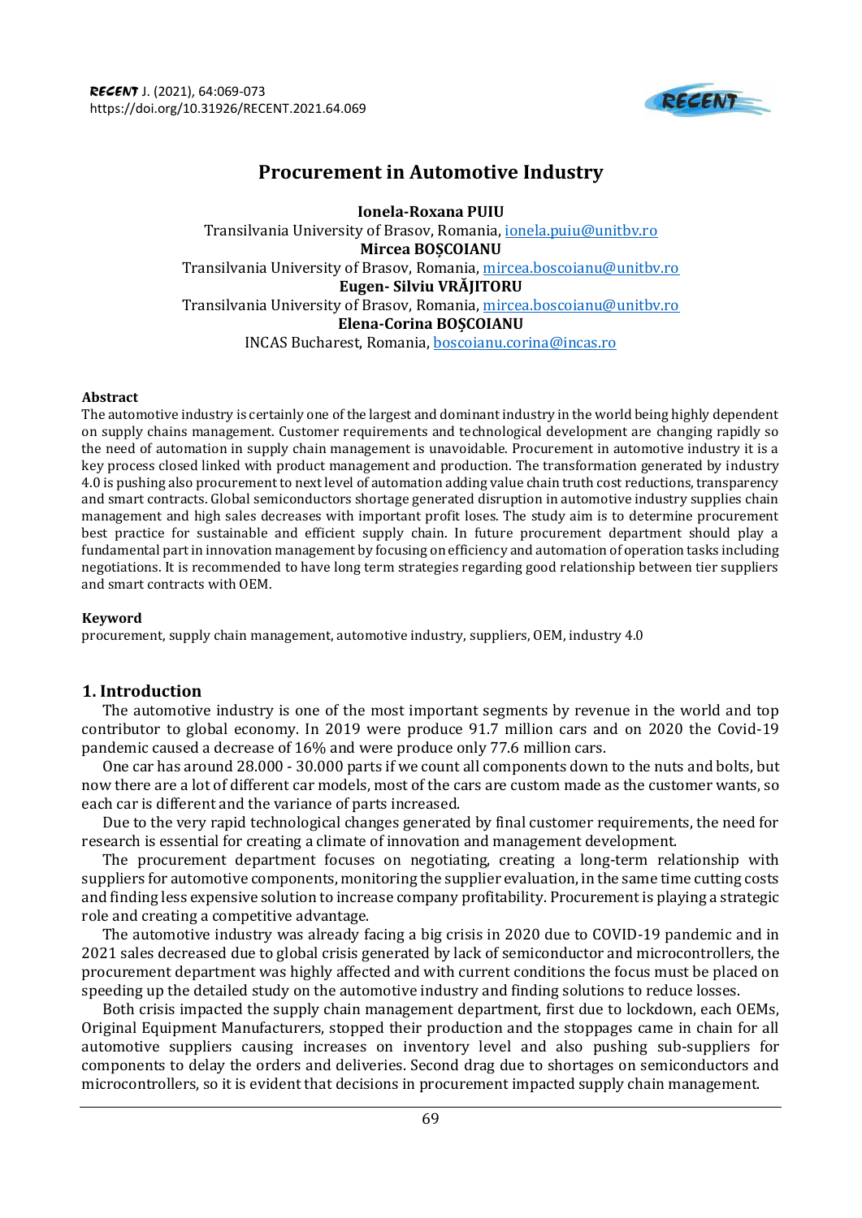# Procurement in Automotive Industry

**Ionela-Roxana PUIU**
Transilvania University of Brasov, Romania, ionela.puiu@unitbv.ro
**Mircea BOȘCOIANU**
Transilvania University of Brasov, Romania, mircea.boscoianu@unitbv.ro
**Eugen- Silviu VRĂJITORU**
Transilvania University of Brasov, Romania, mircea.boscoianu@unitbv.ro
**Elena-Corina BOȘCOIANU**
INCAS Bucharest, Romania, boscoianu.corina@incas.ro

### Abstract

The automotive industry is certainly one of the largest and dominant industry in the world being highly dependent on supply chains management. Customer requirements and technological development are changing rapidly so the need of automation in supply chain management is unavoidable. Procurement in automotive industry it is a key process closed linked with product management and production. The transformation generated by industry 4.0 is pushing also procurement to next level of automation adding value chain truth cost reductions, transparency and smart contracts. Global semiconductors shortage generated disruption in automotive industry supplies chain management and high sales decreases with important profit loses. The study aim is to determine procurement best practice for sustainable and efficient supply chain. In future procurement department should play a fundamental part in innovation management by focusing on efficiency and automation of operation tasks including negotiations. It is recommended to have long term strategies regarding good relationship between tier suppliers and smart contracts with OEM.

### Keyword

procurement, supply chain management, automotive industry, suppliers, OEM, industry 4.0

## 1. Introduction

The automotive industry is one of the most important segments by revenue in the world and top contributor to global economy. In 2019 were produce 91.7 million cars and on 2020 the Covid-19 pandemic caused a decrease of 16% and were produce only 77.6 million cars.

One car has around 28.000 - 30.000 parts if we count all components down to the nuts and bolts, but now there are a lot of different car models, most of the cars are custom made as the customer wants, so each car is different and the variance of parts increased.

Due to the very rapid technological changes generated by final customer requirements, the need for research is essential for creating a climate of innovation and management development.

The procurement department focuses on negotiating, creating a long-term relationship with suppliers for automotive components, monitoring the supplier evaluation, in the same time cutting costs and finding less expensive solution to increase company profitability. Procurement is playing a strategic role and creating a competitive advantage.

The automotive industry was already facing a big crisis in 2020 due to COVID-19 pandemic and in 2021 sales decreased due to global crisis generated by lack of semiconductor and microcontrollers, the procurement department was highly affected and with current conditions the focus must be placed on speeding up the detailed study on the automotive industry and finding solutions to reduce losses.

Both crisis impacted the supply chain management department, first due to lockdown, each OEMs, Original Equipment Manufacturers, stopped their production and the stoppages came in chain for all automotive suppliers causing increases on inventory level and also pushing sub-suppliers for components to delay the orders and deliveries. Second drag due to shortages on semiconductors and microcontrollers, so it is evident that decisions in procurement impacted supply chain management.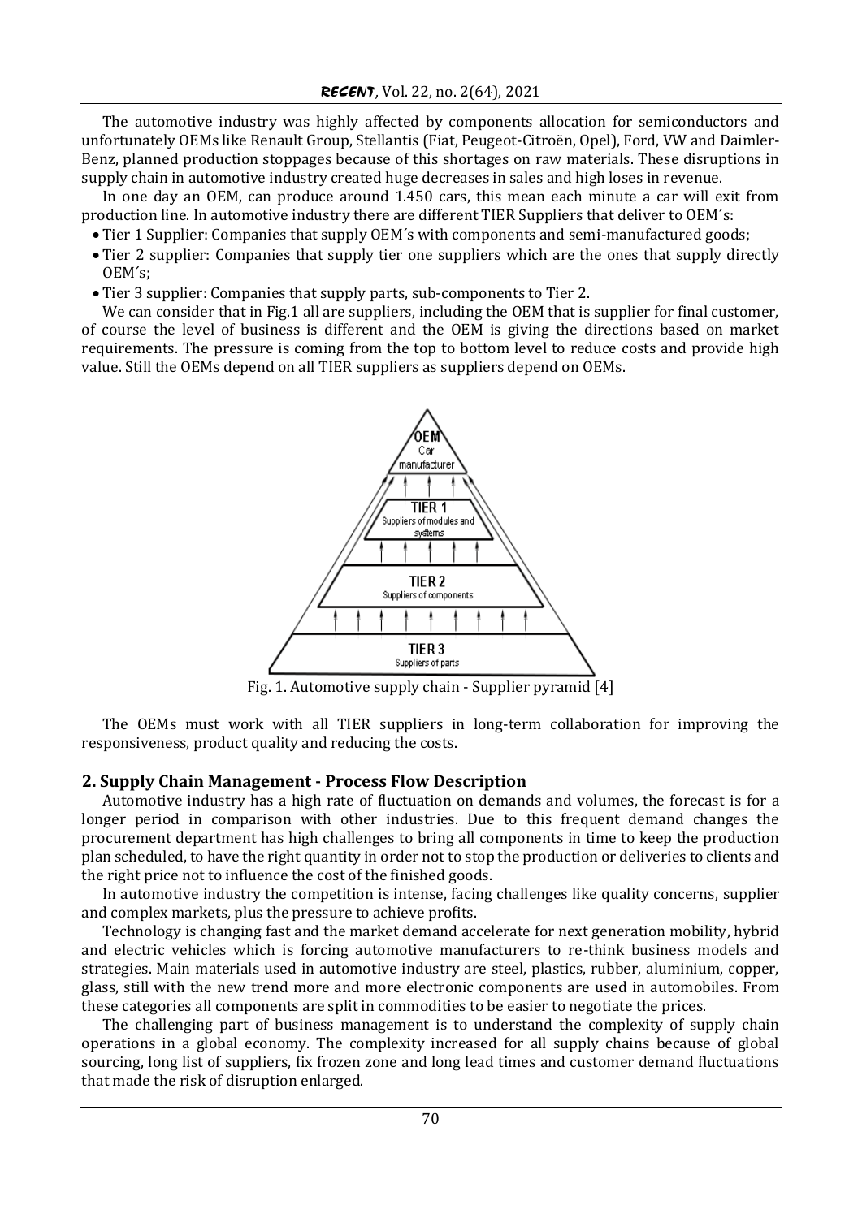The automotive industry was highly affected by components allocation for semiconductors and unfortunately OEMs like Renault Group, Stellantis (Fiat, Peugeot-Citroën, Opel), Ford, VW and Daimler-Benz, planned production stoppages because of this shortages on raw materials. These disruptions in supply chain in automotive industry created huge decreases in sales and high loses in revenue.

In one day an OEM, can produce around 1.450 cars, this mean each minute a car will exit from production line. In automotive industry there are different TIER Suppliers that deliver to OEM´s:

- Tier 1 Supplier: Companies that supply OEM´s with components and semi-manufactured goods;
- Tier 2 supplier: Companies that supply tier one suppliers which are the ones that supply directly OEM´s;
- Tier 3 supplier: Companies that supply parts, sub-components to Tier 2.

We can consider that in Fig.1 all are suppliers, including the OEM that is supplier for final customer, of course the level of business is different and the OEM is giving the directions based on market requirements. The pressure is coming from the top to bottom level to reduce costs and provide high value. Still the OEMs depend on all TIER suppliers as suppliers depend on OEMs.

OEM
Car manufacturer

TIER 1
Suppliers of modules and systems

TIER 2
Suppliers of components

TIER 3
Suppliers of parts

Fig. 1. Automotive supply chain - Supplier pyramid [4]

The OEMs must work with all TIER suppliers in long-term collaboration for improving the responsiveness, product quality and reducing the costs.

## 2. Supply Chain Management - Process Flow Description

Automotive industry has a high rate of fluctuation on demands and volumes, the forecast is for a longer period in comparison with other industries. Due to this frequent demand changes the procurement department has high challenges to bring all components in time to keep the production plan scheduled, to have the right quantity in order not to stop the production or deliveries to clients and the right price not to influence the cost of the finished goods.

In automotive industry the competition is intense, facing challenges like quality concerns, supplier and complex markets, plus the pressure to achieve profits.

Technology is changing fast and the market demand accelerate for next generation mobility, hybrid and electric vehicles which is forcing automotive manufacturers to re-think business models and strategies. Main materials used in automotive industry are steel, plastics, rubber, aluminium, copper, glass, still with the new trend more and more electronic components are used in automobiles. From these categories all components are split in commodities to be easier to negotiate the prices.

The challenging part of business management is to understand the complexity of supply chain operations in a global economy. The complexity increased for all supply chains because of global sourcing, long list of suppliers, fix frozen zone and long lead times and customer demand fluctuations that made the risk of disruption enlarged.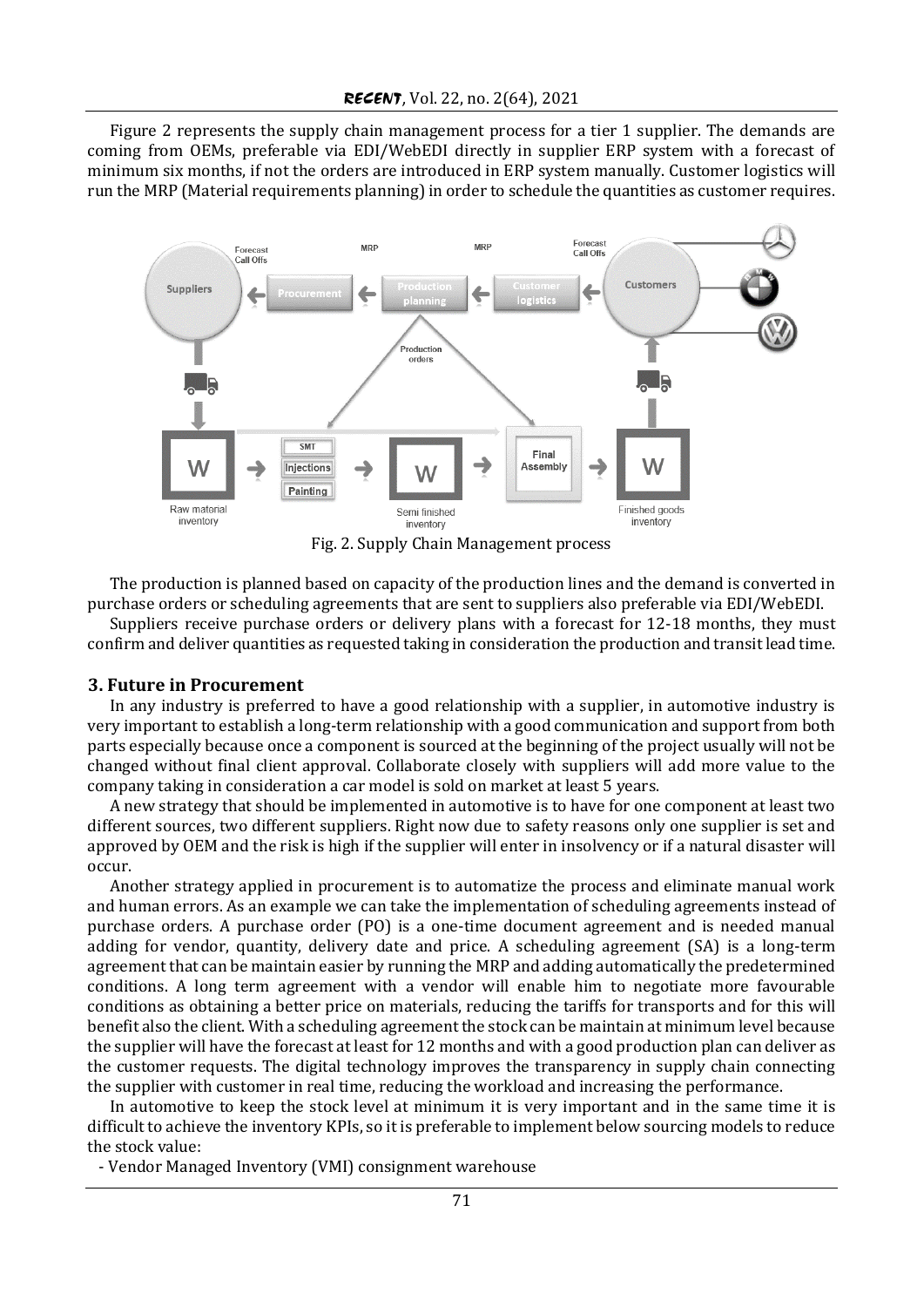Figure 2 represents the supply chain management process for a tier 1 supplier. The demands are coming from OEMs, preferable via EDI/WebEDI directly in supplier ERP system with a forecast of minimum six months, if not the orders are introduced in ERP system manually. Customer logistics will run the MRP (Material requirements planning) in order to schedule the quantities as customer requires.

Fig. 2. Supply Chain Management process

The production is planned based on capacity of the production lines and the demand is converted in purchase orders or scheduling agreements that are sent to suppliers also preferable via EDI/WebEDI.

Suppliers receive purchase orders or delivery plans with a forecast for 12-18 months, they must confirm and deliver quantities as requested taking in consideration the production and transit lead time.

## 3. Future in Procurement

In any industry is preferred to have a good relationship with a supplier, in automotive industry is very important to establish a long-term relationship with a good communication and support from both parts especially because once a component is sourced at the beginning of the project usually will not be changed without final client approval. Collaborate closely with suppliers will add more value to the company taking in consideration a car model is sold on market at least 5 years.

A new strategy that should be implemented in automotive is to have for one component at least two different sources, two different suppliers. Right now due to safety reasons only one supplier is set and approved by OEM and the risk is high if the supplier will enter in insolvency or if a natural disaster will occur.

Another strategy applied in procurement is to automatize the process and eliminate manual work and human errors. As an example we can take the implementation of scheduling agreements instead of purchase orders. A purchase order (PO) is a one-time document agreement and is needed manual adding for vendor, quantity, delivery date and price. A scheduling agreement (SA) is a long-term agreement that can be maintain easier by running the MRP and adding automatically the predetermined conditions. A long term agreement with a vendor will enable him to negotiate more favourable conditions as obtaining a better price on materials, reducing the tariffs for transports and for this will benefit also the client. With a scheduling agreement the stock can be maintain at minimum level because the supplier will have the forecast at least for 12 months and with a good production plan can deliver as the customer requests. The digital technology improves the transparency in supply chain connecting the supplier with customer in real time, reducing the workload and increasing the performance.

In automotive to keep the stock level at minimum it is very important and in the same time it is difficult to achieve the inventory KPIs, so it is preferable to implement below sourcing models to reduce the stock value:

- Vendor Managed Inventory (VMI) consignment warehouse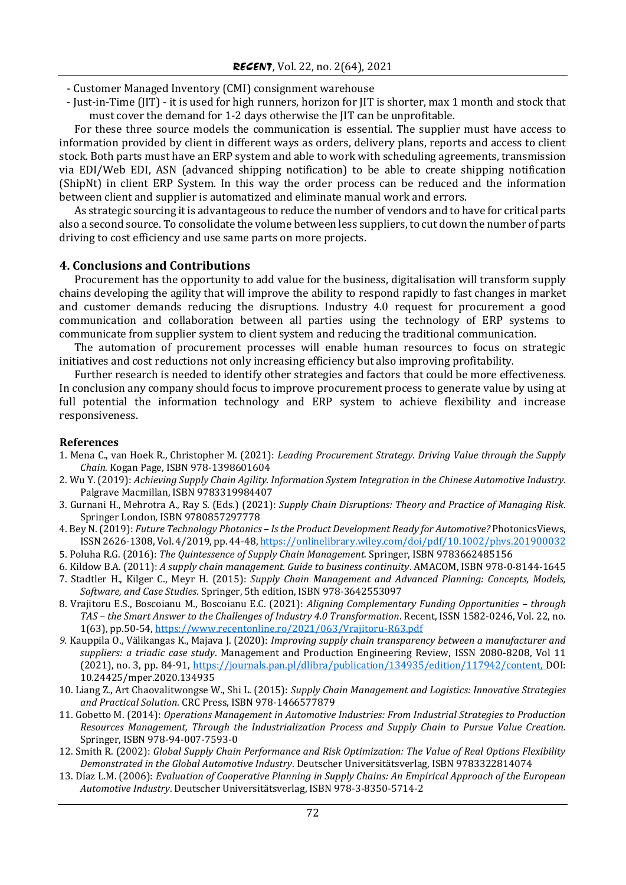- Customer Managed Inventory (CMI) consignment warehouse
- Just-in-Time (JIT) - it is used for high runners, horizon for JIT is shorter, max 1 month and stock that must cover the demand for 1-2 days otherwise the JIT can be unprofitable.

For these three source models the communication is essential. The supplier must have access to information provided by client in different ways as orders, delivery plans, reports and access to client stock. Both parts must have an ERP system and able to work with scheduling agreements, transmission via EDI/Web EDI, ASN (advanced shipping notification) to be able to create shipping notification (ShipNt) in client ERP System. In this way the order process can be reduced and the information between client and supplier is automatized and eliminate manual work and errors.

As strategic sourcing it is advantageous to reduce the number of vendors and to have for critical parts also a second source. To consolidate the volume between less suppliers, to cut down the number of parts driving to cost efficiency and use same parts on more projects.

## 4. Conclusions and Contributions

Procurement has the opportunity to add value for the business, digitalisation will transform supply chains developing the agility that will improve the ability to respond rapidly to fast changes in market and customer demands reducing the disruptions. Industry 4.0 request for procurement a good communication and collaboration between all parties using the technology of ERP systems to communicate from supplier system to client system and reducing the traditional communication.

The automation of procurement processes will enable human resources to focus on strategic initiatives and cost reductions not only increasing efficiency but also improving profitability.

Further research is needed to identify other strategies and factors that could be more effectiveness. In conclusion any company should focus to improve procurement process to generate value by using at full potential the information technology and ERP system to achieve flexibility and increase responsiveness.

## References

1. Mena C., van Hoek R., Christopher M. (2021): *Leading Procurement Strategy. Driving Value through the Supply Chain*. Kogan Page, ISBN 978-1398601604
2. Wu Y. (2019): *Achieving Supply Chain Agility. Information System Integration in the Chinese Automotive Industry.* Palgrave Macmillan, ISBN 9783319984407
3. Gurnani H., Mehrotra A., Ray S. (Eds.) (2021): *Supply Chain Disruptions: Theory and Practice of Managing Risk*. Springer London, ISBN 9780857297778
4. Bey N. (2019): *Future Technology Photonics – Is the Product Development Ready for Automotive?* PhotonicsViews, ISSN 2626-1308, Vol. 4/2019, pp. 44-48, https://onlinelibrary.wiley.com/doi/pdf/10.1002/phvs.201900032
5. Poluha R.G. (2016): *The Quintessence of Supply Chain Management.* Springer, ISBN 9783662485156
6. Kildow B.A. (2011): *A supply chain management. Guide to business continuity*. AMACOM, ISBN 978-0-8144-1645
7. Stadtler H., Kilger C., Meyr H. (2015): *Supply Chain Management and Advanced Planning: Concepts, Models, Software, and Case Studies*. Springer, 5th edition, ISBN 978-3642553097
8. Vrajitoru E.S., Boscoianu M., Boscoianu E.C. (2021): *Aligning Complementary Funding Opportunities – through TAS – the Smart Answer to the Challenges of Industry 4.0 Transformation*. Recent, ISSN 1582-0246, Vol. 22, no. 1(63), pp.50-54, https://www.recentonline.ro/2021/063/Vrajitoru-R63.pdf
9. Kauppila O., Välikangas K., Majava J. (2020): *Improving supply chain transparency between a manufacturer and suppliers: a triadic case study*. Management and Production Engineering Review, ISSN 2080-8208, Vol 11 (2021), no. 3, pp. 84-91, https://journals.pan.pl/dlibra/publication/134935/edition/117942/content, DOI: 10.24425/mper.2020.134935
10. Liang Z., Art Chaovalitwongse W., Shi L. (2015): *Supply Chain Management and Logistics: Innovative Strategies and Practical Solution.* CRC Press, ISBN 978-1466577879
11. Gobetto M. (2014): *Operations Management in Automotive Industries: From Industrial Strategies to Production Resources Management, Through the Industrialization Process and Supply Chain to Pursue Value Creation.* Springer, ISBN 978-94-007-7593-0
12. Smith R. (2002): *Global Supply Chain Performance and Risk Optimization: The Value of Real Options Flexibility Demonstrated in the Global Automotive Industry*. Deutscher Universitätsverlag, ISBN 9783322814074
13. Díaz L.M. (2006): *Evaluation of Cooperative Planning in Supply Chains: An Empirical Approach of the European Automotive Industry*. Deutscher Universitätsverlag, ISBN 978-3-8350-5714-2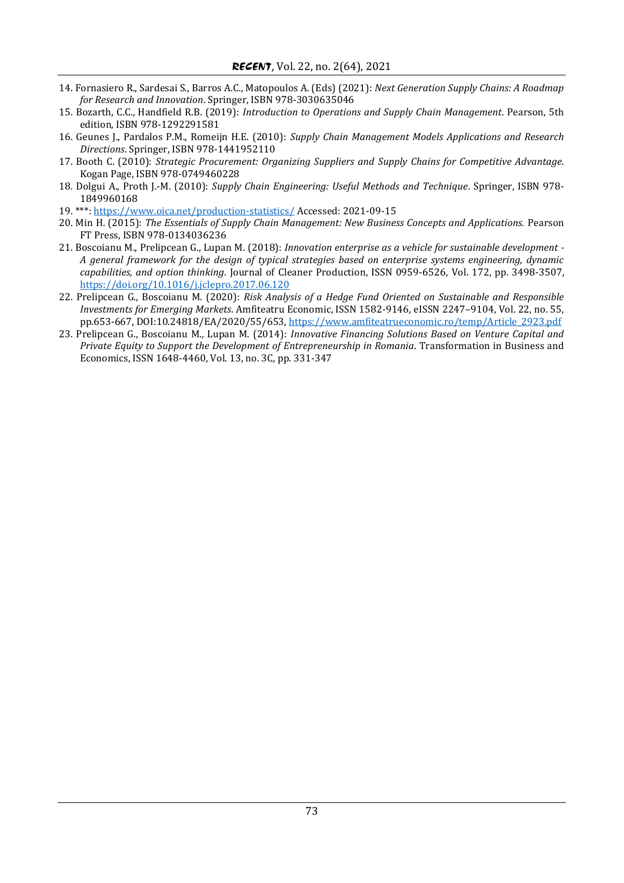14. Fornasiero R., Sardesai S., Barros A.C., Matopoulos A. (Eds) (2021): *Next Generation Supply Chains: A Roadmap for Research and Innovation*. Springer, ISBN 978-3030635046
15. Bozarth, C.C., Handfield R.B. (2019): *Introduction to Operations and Supply Chain Management*. Pearson, 5th edition, ISBN 978-1292291581
16. Geunes J., Pardalos P.M., Romeijn H.E. (2010): *Supply Chain Management Models Applications and Research Directions*. Springer, ISBN 978-1441952110
17. Booth C. (2010): *Strategic Procurement: Organizing Suppliers and Supply Chains for Competitive Advantage*. Kogan Page, ISBN 978-0749460228
18. Dolgui A., Proth J.-M. (2010): *Supply Chain Engineering: Useful Methods and Technique*. Springer, ISBN 978-1849960168
19. ***: https://www.oica.net/production-statistics/ Accessed: 2021-09-15
20. Min H. (2015): *The Essentials of Supply Chain Management: New Business Concepts and Applications.* Pearson FT Press, ISBN 978-0134036236
21. Boscoianu M., Prelipcean G., Lupan M. (2018): *Innovation enterprise as a vehicle for sustainable development - A general framework for the design of typical strategies based on enterprise systems engineering, dynamic capabilities, and option thinking*. Journal of Cleaner Production, ISSN 0959-6526, Vol. 172, pp. 3498-3507, https://doi.org/10.1016/j.jclepro.2017.06.120
22. Prelipcean G., Boscoianu M. (2020): *Risk Analysis of a Hedge Fund Oriented on Sustainable and Responsible Investments for Emerging Markets*. Amfiteatru Economic, ISSN 1582-9146, eISSN 2247–9104, Vol. 22, no. 55, pp.653-667, DOI:10.24818/EA/2020/55/653, https://www.amfiteatrueconomic.ro/temp/Article_2923.pdf
23. Prelipcean G., Boscoianu M., Lupan M. (2014): *Innovative Financing Solutions Based on Venture Capital and Private Equity to Support the Development of Entrepreneurship in Romania*. Transformation in Business and Economics, ISSN 1648-4460, Vol. 13, no. 3C, pp. 331-347